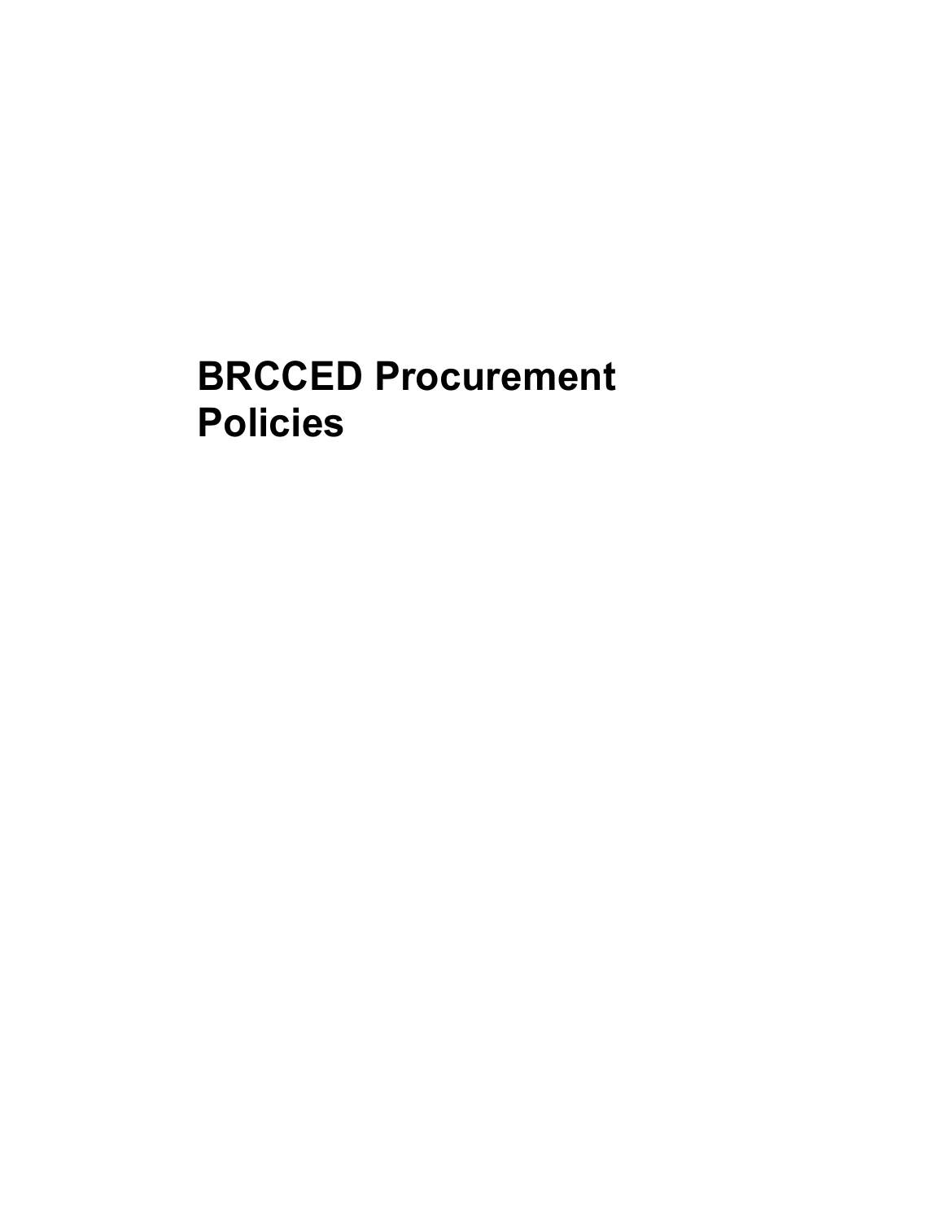# BRCCED Procurement Policies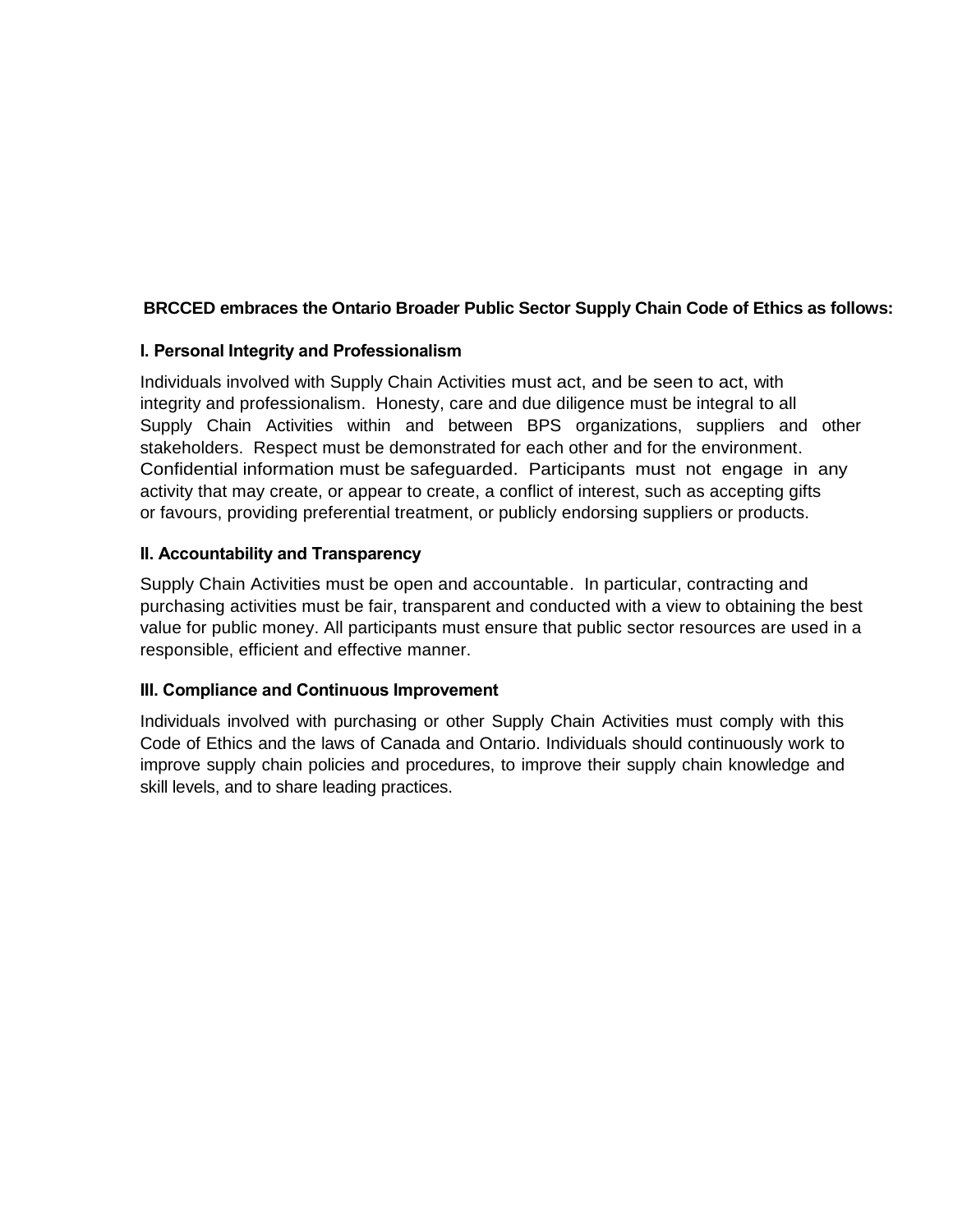**BRCCED embraces the Ontario Broader Public Sector Supply Chain Code of Ethics as follows:**

### I. Personal Integrity and Professionalism

Individuals involved with Supply Chain Activities must act, and be seen to act, with integrity and professionalism. Honesty, care and due diligence must be integral to all Supply Chain Activities within and between BPS organizations, suppliers and other stakeholders. Respect must be demonstrated for each other and for the environment. Confidential information must be safeguarded. Participants must not engage in any activity that may create, or appear to create, a conflict of interest, such as accepting gifts or favours, providing preferential treatment, or publicly endorsing suppliers or products.

### II. Accountability and Transparency

Supply Chain Activities must be open and accountable. In particular, contracting and purchasing activities must be fair, transparent and conducted with a view to obtaining the best value for public money. All participants must ensure that public sector resources are used in a responsible, efficient and effective manner.

### III. Compliance and Continuous Improvement

Individuals involved with purchasing or other Supply Chain Activities must comply with this Code of Ethics and the laws of Canada and Ontario. Individuals should continuously work to improve supply chain policies and procedures, to improve their supply chain knowledge and skill levels, and to share leading practices.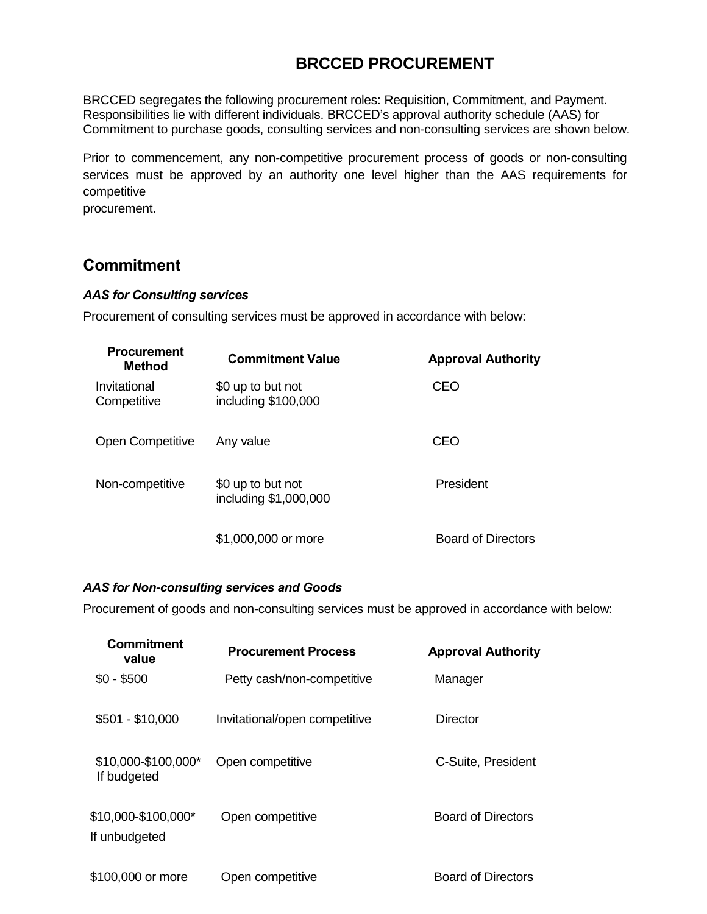# BRCCED PROCUREMENT

BRCCED segregates the following procurement roles: Requisition, Commitment, and Payment. Responsibilities lie with different individuals. BRCCED's approval authority schedule (AAS) for Commitment to purchase goods, consulting services and non-consulting services are shown below.

Prior to commencement, any non-competitive procurement process of goods or non-consulting services must be approved by an authority one level higher than the AAS requirements for competitive procurement.

## Commitment

### *AAS for Consulting services*

Procurement of consulting services must be approved in accordance with below:

| Procurement Method | Commitment Value | Approval Authority |
|---|---|---|
| Invitational Competitive | $0 up to but not including $100,000 | CEO |
| Open Competitive | Any value | CEO |
| Non-competitive | $0 up to but not including $1,000,000 | President |
| | $1,000,000 or more | Board of Directors |

### *AAS for Non-consulting services and Goods*

Procurement of goods and non-consulting services must be approved in accordance with below:

| Commitment value | Procurement Process | Approval Authority |
|---|---|---|
| $0 - $500 | Petty cash/non-competitive | Manager |
| $501 - $10,000 | Invitational/open competitive | Director |
| $10,000-$100,000* If budgeted | Open competitive | C-Suite, President |
| $10,000-$100,000* If unbudgeted | Open competitive | Board of Directors |
| $100,000 or more | Open competitive | Board of Directors |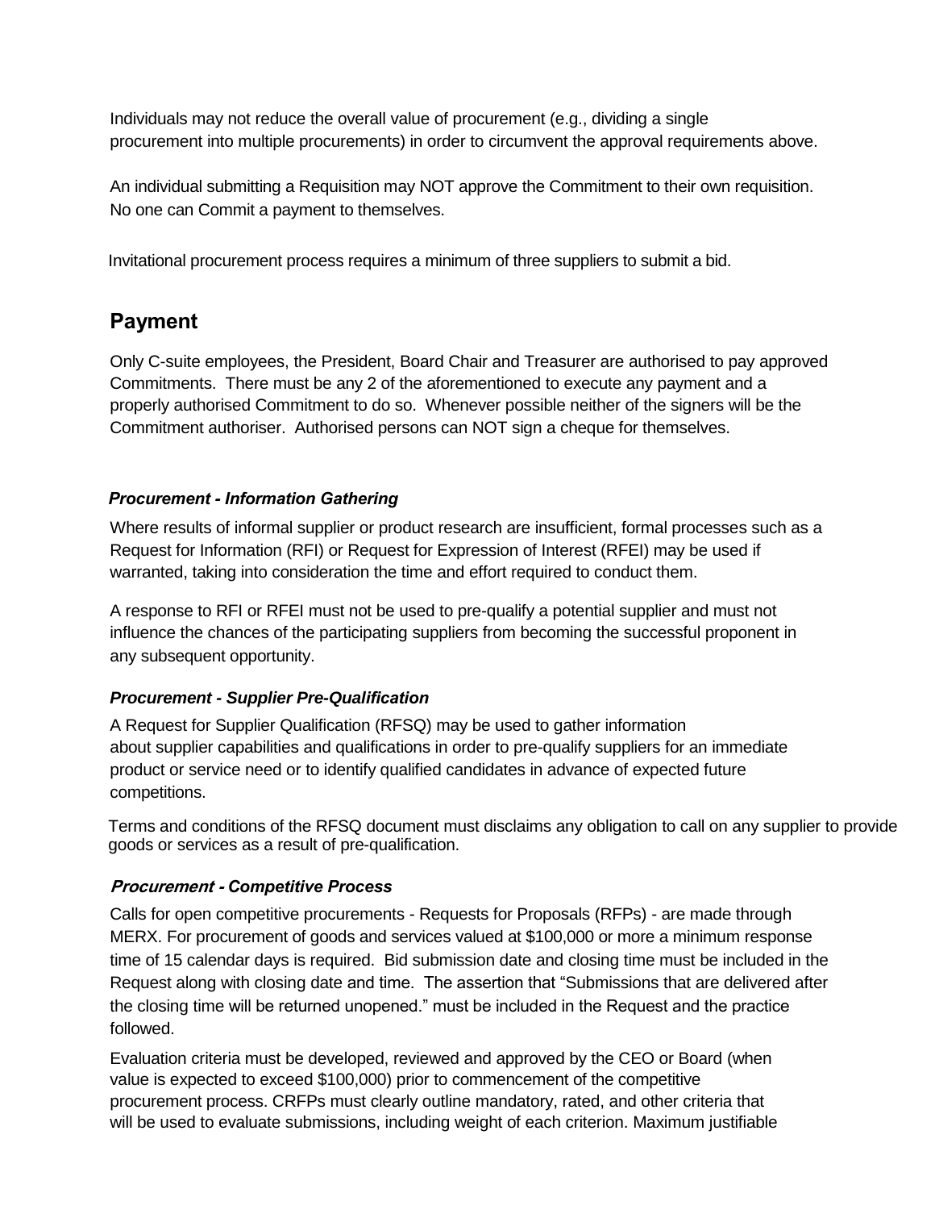Individuals may not reduce the overall value of procurement (e.g., dividing a single procurement into multiple procurements) in order to circumvent the approval requirements above.

An individual submitting a Requisition may NOT approve the Commitment to their own requisition. No one can Commit a payment to themselves.

Invitational procurement process requires a minimum of three suppliers to submit a bid.

## Payment

Only C-suite employees, the President, Board Chair and Treasurer are authorised to pay approved Commitments. There must be any 2 of the aforementioned to execute any payment and a properly authorised Commitment to do so. Whenever possible neither of the signers will be the Commitment authoriser. Authorised persons can NOT sign a cheque for themselves.

### *Procurement - Information Gathering*

Where results of informal supplier or product research are insufficient, formal processes such as a Request for Information (RFI) or Request for Expression of Interest (RFEI) may be used if warranted, taking into consideration the time and effort required to conduct them.

A response to RFI or RFEI must not be used to pre-qualify a potential supplier and must not influence the chances of the participating suppliers from becoming the successful proponent in any subsequent opportunity.

### *Procurement - Supplier Pre-Qualification*

A Request for Supplier Qualification (RFSQ) may be used to gather information about supplier capabilities and qualifications in order to pre-qualify suppliers for an immediate product or service need or to identify qualified candidates in advance of expected future competitions.

Terms and conditions of the RFSQ document must disclaims any obligation to call on any supplier to provide goods or services as a result of pre-qualification.

### *Procurement - Competitive Process*

Calls for open competitive procurements - Requests for Proposals (RFPs) - are made through MERX. For procurement of goods and services valued at $100,000 or more a minimum response time of 15 calendar days is required. Bid submission date and closing time must be included in the Request along with closing date and time. The assertion that "Submissions that are delivered after the closing time will be returned unopened." must be included in the Request and the practice followed.

Evaluation criteria must be developed, reviewed and approved by the CEO or Board (when value is expected to exceed $100,000) prior to commencement of the competitive procurement process. CRFPs must clearly outline mandatory, rated, and other criteria that will be used to evaluate submissions, including weight of each criterion. Maximum justifiable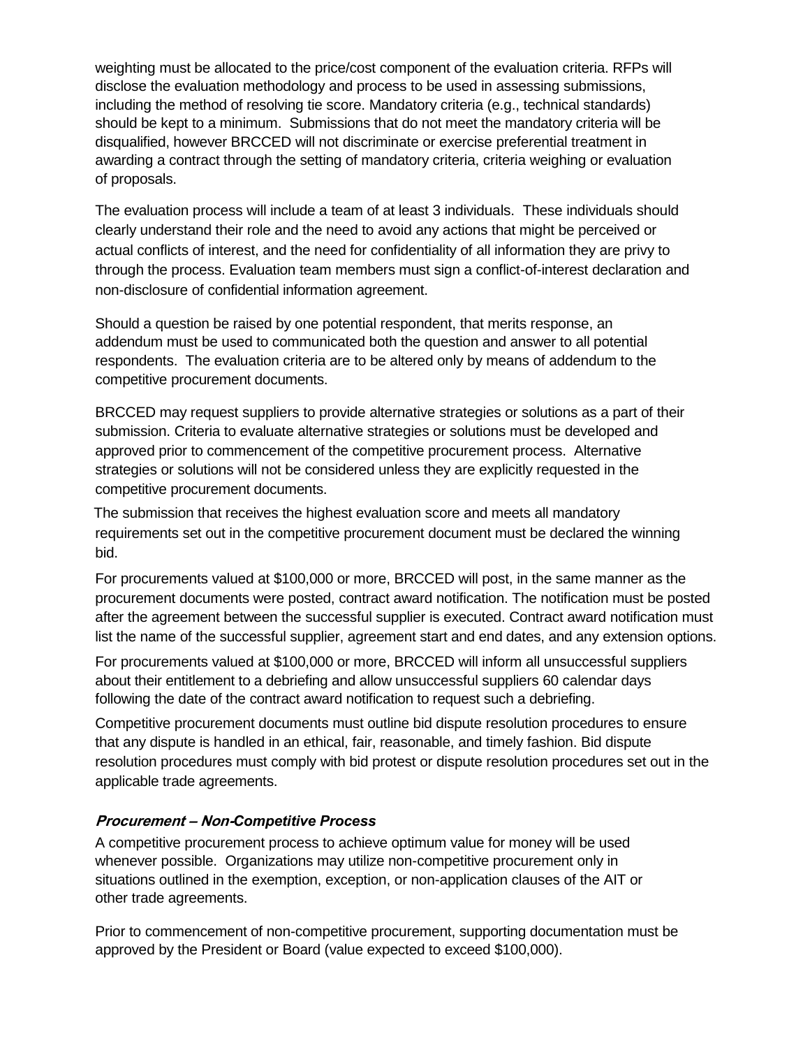weighting must be allocated to the price/cost component of the evaluation criteria. RFPs will disclose the evaluation methodology and process to be used in assessing submissions, including the method of resolving tie score. Mandatory criteria (e.g., technical standards) should be kept to a minimum. Submissions that do not meet the mandatory criteria will be disqualified, however BRCCED will not discriminate or exercise preferential treatment in awarding a contract through the setting of mandatory criteria, criteria weighing or evaluation of proposals.

The evaluation process will include a team of at least 3 individuals. These individuals should clearly understand their role and the need to avoid any actions that might be perceived or actual conflicts of interest, and the need for confidentiality of all information they are privy to through the process. Evaluation team members must sign a conflict-of-interest declaration and non-disclosure of confidential information agreement.

Should a question be raised by one potential respondent, that merits response, an addendum must be used to communicated both the question and answer to all potential respondents. The evaluation criteria are to be altered only by means of addendum to the competitive procurement documents.

BRCCED may request suppliers to provide alternative strategies or solutions as a part of their submission. Criteria to evaluate alternative strategies or solutions must be developed and approved prior to commencement of the competitive procurement process. Alternative strategies or solutions will not be considered unless they are explicitly requested in the competitive procurement documents.

The submission that receives the highest evaluation score and meets all mandatory requirements set out in the competitive procurement document must be declared the winning bid.

For procurements valued at $100,000 or more, BRCCED will post, in the same manner as the procurement documents were posted, contract award notification. The notification must be posted after the agreement between the successful supplier is executed. Contract award notification must list the name of the successful supplier, agreement start and end dates, and any extension options.

For procurements valued at $100,000 or more, BRCCED will inform all unsuccessful suppliers about their entitlement to a debriefing and allow unsuccessful suppliers 60 calendar days following the date of the contract award notification to request such a debriefing.

Competitive procurement documents must outline bid dispute resolution procedures to ensure that any dispute is handled in an ethical, fair, reasonable, and timely fashion. Bid dispute resolution procedures must comply with bid protest or dispute resolution procedures set out in the applicable trade agreements.

### *Procurement – Non-Competitive Process*

A competitive procurement process to achieve optimum value for money will be used whenever possible. Organizations may utilize non-competitive procurement only in situations outlined in the exemption, exception, or non-application clauses of the AIT or other trade agreements.

Prior to commencement of non-competitive procurement, supporting documentation must be approved by the President or Board (value expected to exceed $100,000).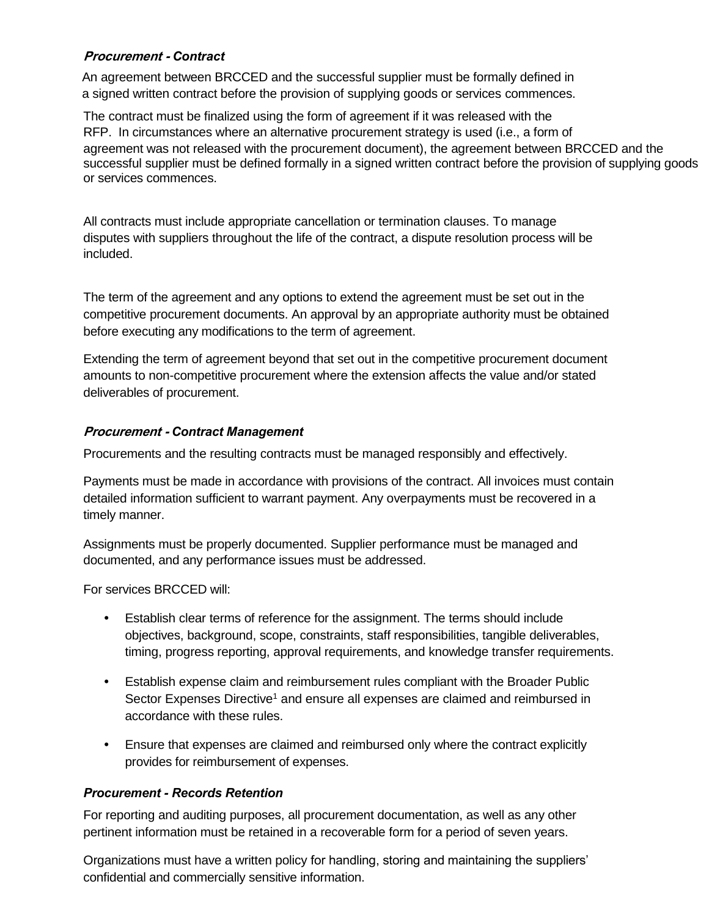### *Procurement - Contract*

An agreement between BRCCED and the successful supplier must be formally defined in a signed written contract before the provision of supplying goods or services commences.

The contract must be finalized using the form of agreement if it was released with the RFP. In circumstances where an alternative procurement strategy is used (i.e., a form of agreement was not released with the procurement document), the agreement between BRCCED and the successful supplier must be defined formally in a signed written contract before the provision of supplying goods or services commences.

All contracts must include appropriate cancellation or termination clauses. To manage disputes with suppliers throughout the life of the contract, a dispute resolution process will be included.

The term of the agreement and any options to extend the agreement must be set out in the competitive procurement documents. An approval by an appropriate authority must be obtained before executing any modifications to the term of agreement.

Extending the term of agreement beyond that set out in the competitive procurement document amounts to non-competitive procurement where the extension affects the value and/or stated deliverables of procurement.

### *Procurement - Contract Management*

Procurements and the resulting contracts must be managed responsibly and effectively.

Payments must be made in accordance with provisions of the contract. All invoices must contain detailed information sufficient to warrant payment. Any overpayments must be recovered in a timely manner.

Assignments must be properly documented. Supplier performance must be managed and documented, and any performance issues must be addressed.

For services BRCCED will:

- Establish clear terms of reference for the assignment. The terms should include objectives, background, scope, constraints, staff responsibilities, tangible deliverables, timing, progress reporting, approval requirements, and knowledge transfer requirements.
- Establish expense claim and reimbursement rules compliant with the Broader Public Sector Expenses Directive[1] and ensure all expenses are claimed and reimbursed in accordance with these rules.
- Ensure that expenses are claimed and reimbursed only where the contract explicitly provides for reimbursement of expenses.

### *Procurement - Records Retention*

For reporting and auditing purposes, all procurement documentation, as well as any other pertinent information must be retained in a recoverable form for a period of seven years.

Organizations must have a written policy for handling, storing and maintaining the suppliers' confidential and commercially sensitive information.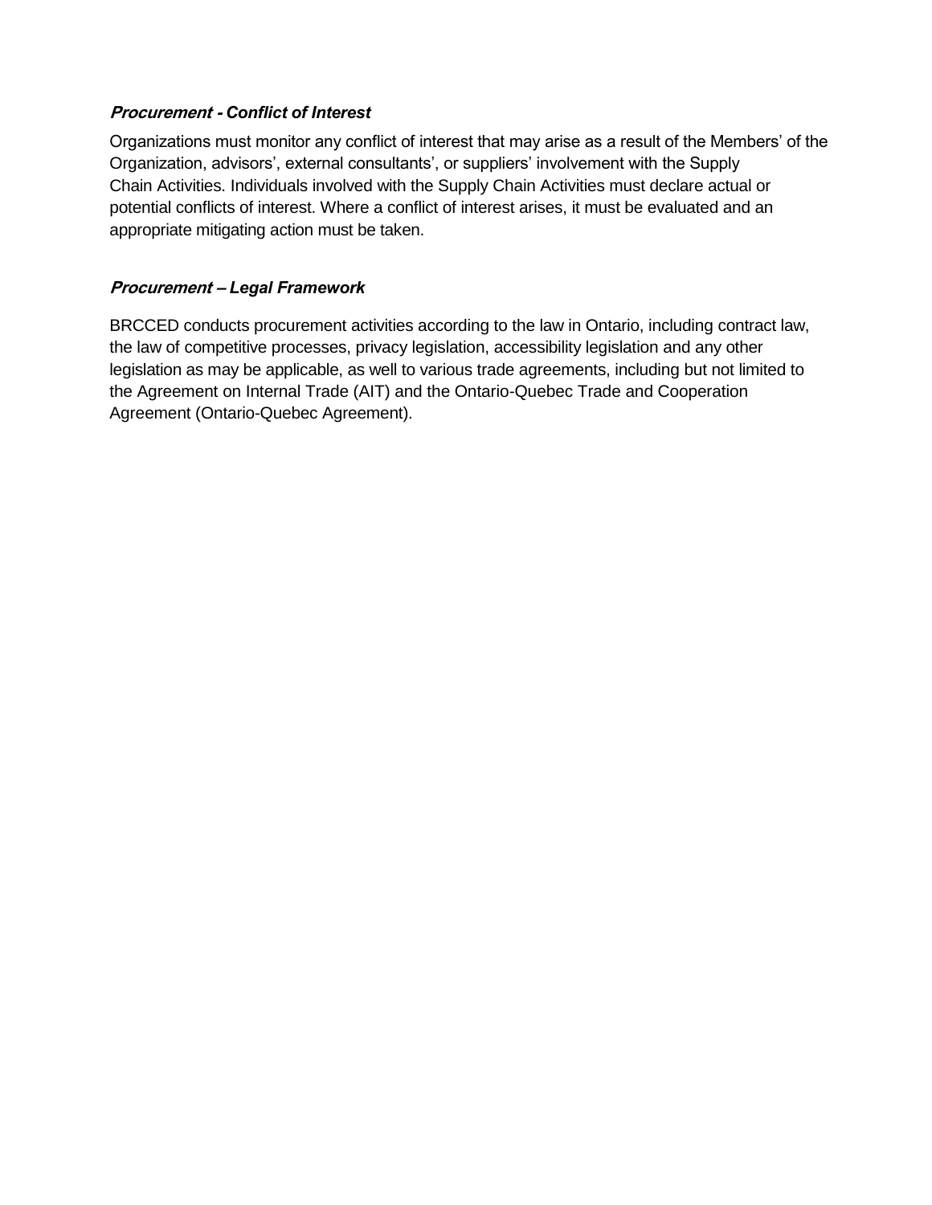### ***Procurement - Conflict of Interest***

Organizations must monitor any conflict of interest that may arise as a result of the Members' of the Organization, advisors', external consultants', or suppliers' involvement with the Supply Chain Activities. Individuals involved with the Supply Chain Activities must declare actual or potential conflicts of interest. Where a conflict of interest arises, it must be evaluated and an appropriate mitigating action must be taken.

### ***Procurement – Legal Framework***

BRCCED conducts procurement activities according to the law in Ontario, including contract law, the law of competitive processes, privacy legislation, accessibility legislation and any other legislation as may be applicable, as well to various trade agreements, including but not limited to the Agreement on Internal Trade (AIT) and the Ontario-Quebec Trade and Cooperation Agreement (Ontario-Quebec Agreement).